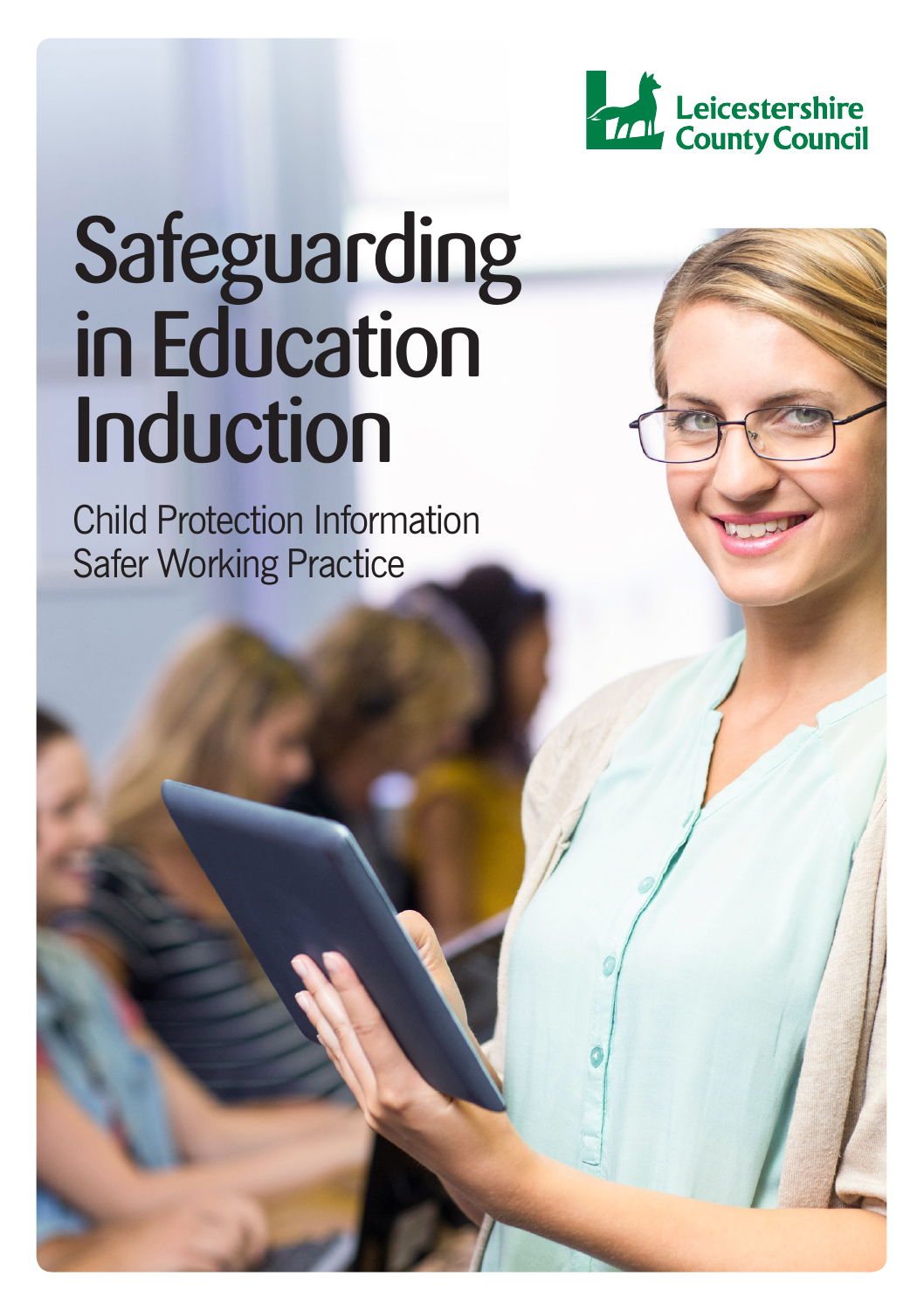Leicestershire County Council

# Safeguarding in Education Induction

Child Protection Information
Safer Working Practice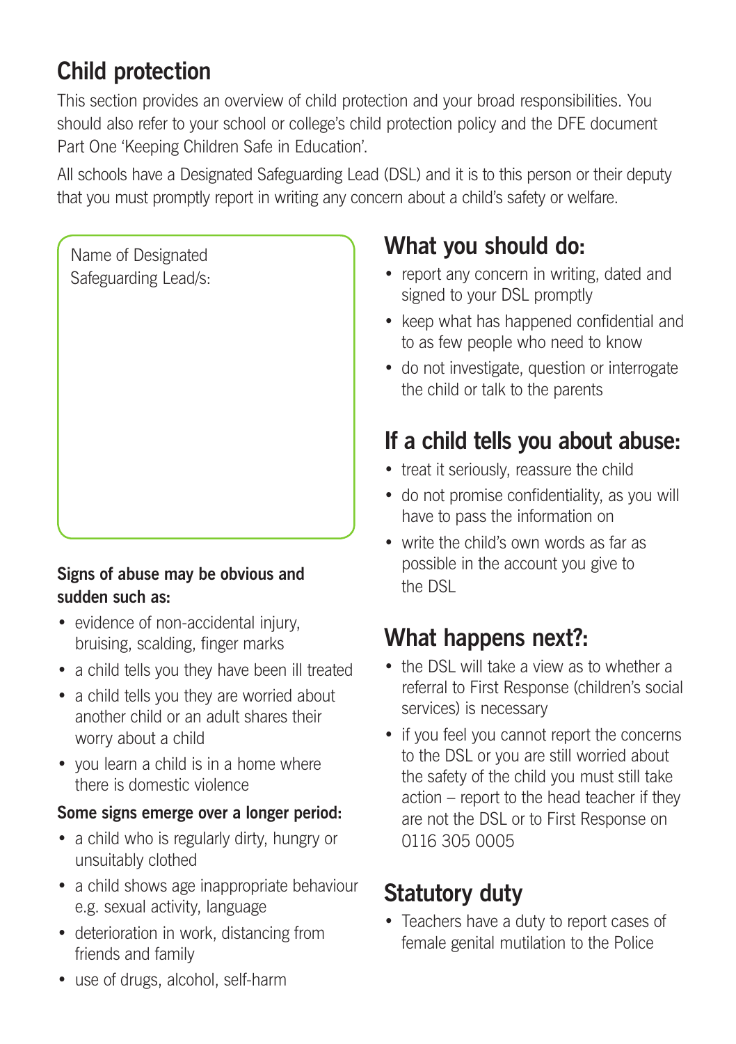## Child protection

This section provides an overview of child protection and your broad responsibilities. You should also refer to your school or college's child protection policy and the DFE document Part One 'Keeping Children Safe in Education'.

All schools have a Designated Safeguarding Lead (DSL) and it is to this person or their deputy that you must promptly report in writing any concern about a child's safety or welfare.

Name of Designated Safeguarding Lead/s:

**Signs of abuse may be obvious and sudden such as:**

- evidence of non-accidental injury, bruising, scalding, finger marks
- a child tells you they have been ill treated
- a child tells you they are worried about another child or an adult shares their worry about a child
- you learn a child is in a home where there is domestic violence

**Some signs emerge over a longer period:**

- a child who is regularly dirty, hungry or unsuitably clothed
- a child shows age inappropriate behaviour e.g. sexual activity, language
- deterioration in work, distancing from friends and family
- use of drugs, alcohol, self-harm

### What you should do:

- report any concern in writing, dated and signed to your DSL promptly
- keep what has happened confidential and to as few people who need to know
- do not investigate, question or interrogate the child or talk to the parents

### If a child tells you about abuse:

- treat it seriously, reassure the child
- do not promise confidentiality, as you will have to pass the information on
- write the child's own words as far as possible in the account you give to the DSL

### What happens next?:

- the DSL will take a view as to whether a referral to First Response (children's social services) is necessary
- if you feel you cannot report the concerns to the DSL or you are still worried about the safety of the child you must still take action – report to the head teacher if they are not the DSL or to First Response on 0116 305 0005

### Statutory duty

- Teachers have a duty to report cases of female genital mutilation to the Police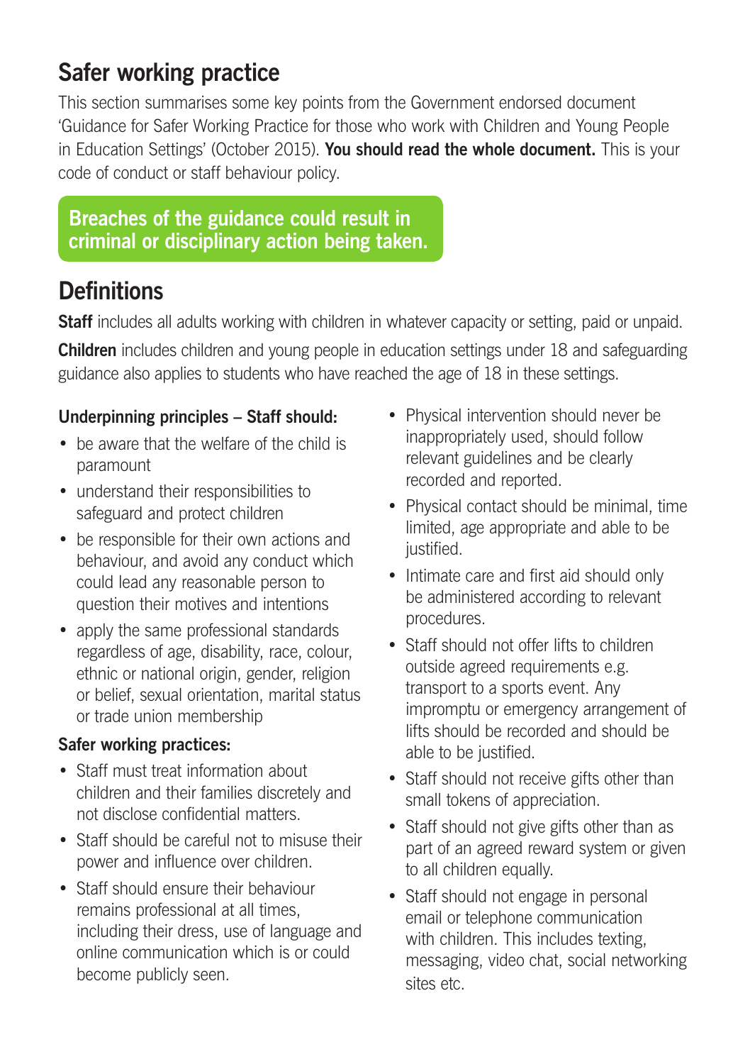## Safer working practice

This section summarises some key points from the Government endorsed document 'Guidance for Safer Working Practice for those who work with Children and Young People in Education Settings' (October 2015). **You should read the whole document.** This is your code of conduct or staff behaviour policy.

**Breaches of the guidance could result in criminal or disciplinary action being taken.**

## Definitions

**Staff** includes all adults working with children in whatever capacity or setting, paid or unpaid.

**Children** includes children and young people in education settings under 18 and safeguarding guidance also applies to students who have reached the age of 18 in these settings.

### Underpinning principles – Staff should:

- be aware that the welfare of the child is paramount
- understand their responsibilities to safeguard and protect children
- be responsible for their own actions and behaviour, and avoid any conduct which could lead any reasonable person to question their motives and intentions
- apply the same professional standards regardless of age, disability, race, colour, ethnic or national origin, gender, religion or belief, sexual orientation, marital status or trade union membership

### Safer working practices:

- Staff must treat information about children and their families discretely and not disclose confidential matters.
- Staff should be careful not to misuse their power and influence over children.
- Staff should ensure their behaviour remains professional at all times, including their dress, use of language and online communication which is or could become publicly seen.
- Physical intervention should never be inappropriately used, should follow relevant guidelines and be clearly recorded and reported.
- Physical contact should be minimal, time limited, age appropriate and able to be justified.
- Intimate care and first aid should only be administered according to relevant procedures.
- Staff should not offer lifts to children outside agreed requirements e.g. transport to a sports event. Any impromptu or emergency arrangement of lifts should be recorded and should be able to be justified.
- Staff should not receive gifts other than small tokens of appreciation.
- Staff should not give gifts other than as part of an agreed reward system or given to all children equally.
- Staff should not engage in personal email or telephone communication with children. This includes texting, messaging, video chat, social networking sites etc.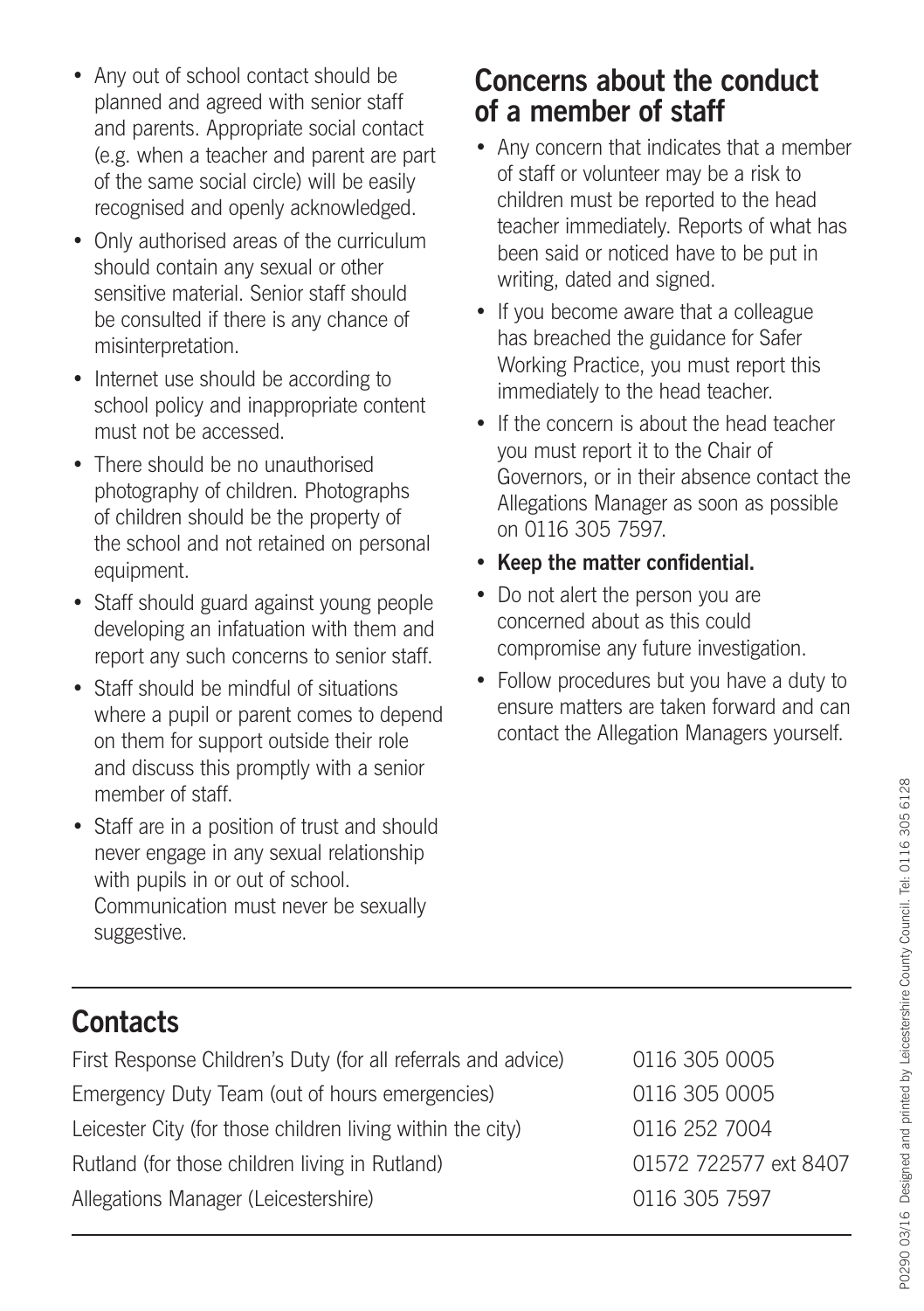- Any out of school contact should be planned and agreed with senior staff and parents. Appropriate social contact (e.g. when a teacher and parent are part of the same social circle) will be easily recognised and openly acknowledged.
- Only authorised areas of the curriculum should contain any sexual or other sensitive material. Senior staff should be consulted if there is any chance of misinterpretation.
- Internet use should be according to school policy and inappropriate content must not be accessed.
- There should be no unauthorised photography of children. Photographs of children should be the property of the school and not retained on personal equipment.
- Staff should guard against young people developing an infatuation with them and report any such concerns to senior staff.
- Staff should be mindful of situations where a pupil or parent comes to depend on them for support outside their role and discuss this promptly with a senior member of staff.
- Staff are in a position of trust and should never engage in any sexual relationship with pupils in or out of school. Communication must never be sexually suggestive.

## Concerns about the conduct of a member of staff

- Any concern that indicates that a member of staff or volunteer may be a risk to children must be reported to the head teacher immediately. Reports of what has been said or noticed have to be put in writing, dated and signed.
- If you become aware that a colleague has breached the guidance for Safer Working Practice, you must report this immediately to the head teacher.
- If the concern is about the head teacher you must report it to the Chair of Governors, or in their absence contact the Allegations Manager as soon as possible on 0116 305 7597.
- **Keep the matter confidential.**
- Do not alert the person you are concerned about as this could compromise any future investigation.
- Follow procedures but you have a duty to ensure matters are taken forward and can contact the Allegation Managers yourself.

## Contacts

| | |
|---|---|
| First Response Children's Duty (for all referrals and advice) | 0116 305 0005 |
| Emergency Duty Team (out of hours emergencies) | 0116 305 0005 |
| Leicester City (for those children living within the city) | 0116 252 7004 |
| Rutland (for those children living in Rutland) | 01572 722577 ext 8407 |
| Allegations Manager (Leicestershire) | 0116 305 7597 |

P0290 03/16 Designed and printed by Leicestershire County Council. Tel: 0116 305 6128